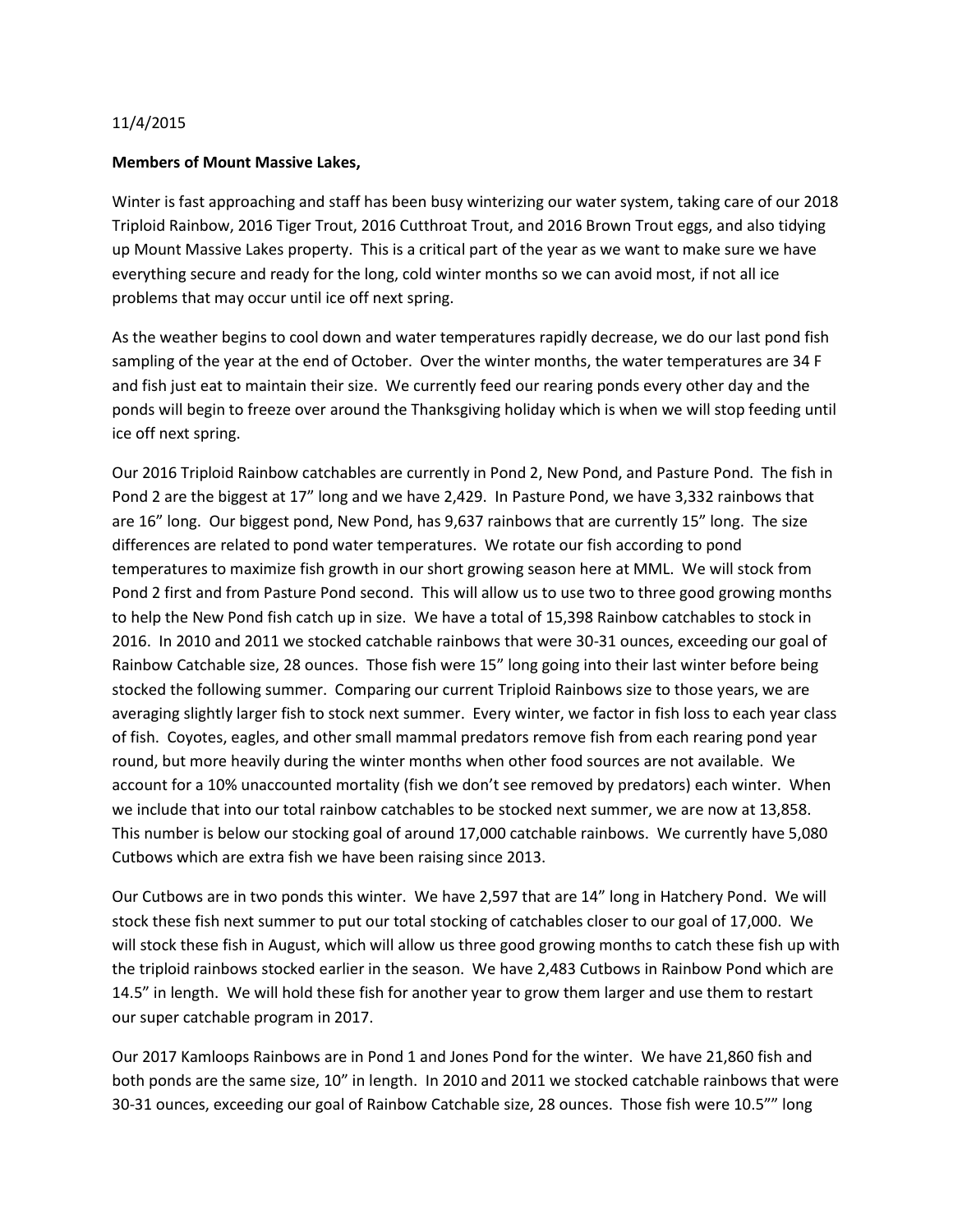11/4/2015

**Members of Mount Massive Lakes,**

Winter is fast approaching and staff has been busy winterizing our water system, taking care of our 2018 Triploid Rainbow, 2016 Tiger Trout, 2016 Cutthroat Trout, and 2016 Brown Trout eggs, and also tidying up Mount Massive Lakes property. This is a critical part of the year as we want to make sure we have everything secure and ready for the long, cold winter months so we can avoid most, if not all ice problems that may occur until ice off next spring.

As the weather begins to cool down and water temperatures rapidly decrease, we do our last pond fish sampling of the year at the end of October. Over the winter months, the water temperatures are 34 F and fish just eat to maintain their size. We currently feed our rearing ponds every other day and the ponds will begin to freeze over around the Thanksgiving holiday which is when we will stop feeding until ice off next spring.

Our 2016 Triploid Rainbow catchables are currently in Pond 2, New Pond, and Pasture Pond. The fish in Pond 2 are the biggest at 17" long and we have 2,429. In Pasture Pond, we have 3,332 rainbows that are 16" long. Our biggest pond, New Pond, has 9,637 rainbows that are currently 15" long. The size differences are related to pond water temperatures. We rotate our fish according to pond temperatures to maximize fish growth in our short growing season here at MML. We will stock from Pond 2 first and from Pasture Pond second. This will allow us to use two to three good growing months to help the New Pond fish catch up in size. We have a total of 15,398 Rainbow catchables to stock in 2016. In 2010 and 2011 we stocked catchable rainbows that were 30-31 ounces, exceeding our goal of Rainbow Catchable size, 28 ounces. Those fish were 15" long going into their last winter before being stocked the following summer. Comparing our current Triploid Rainbows size to those years, we are averaging slightly larger fish to stock next summer. Every winter, we factor in fish loss to each year class of fish. Coyotes, eagles, and other small mammal predators remove fish from each rearing pond year round, but more heavily during the winter months when other food sources are not available. We account for a 10% unaccounted mortality (fish we don't see removed by predators) each winter. When we include that into our total rainbow catchables to be stocked next summer, we are now at 13,858. This number is below our stocking goal of around 17,000 catchable rainbows. We currently have 5,080 Cutbows which are extra fish we have been raising since 2013.

Our Cutbows are in two ponds this winter. We have 2,597 that are 14" long in Hatchery Pond. We will stock these fish next summer to put our total stocking of catchables closer to our goal of 17,000. We will stock these fish in August, which will allow us three good growing months to catch these fish up with the triploid rainbows stocked earlier in the season. We have 2,483 Cutbows in Rainbow Pond which are 14.5" in length. We will hold these fish for another year to grow them larger and use them to restart our super catchable program in 2017.

Our 2017 Kamloops Rainbows are in Pond 1 and Jones Pond for the winter. We have 21,860 fish and both ponds are the same size, 10" in length. In 2010 and 2011 we stocked catchable rainbows that were 30-31 ounces, exceeding our goal of Rainbow Catchable size, 28 ounces. Those fish were 10.5"" long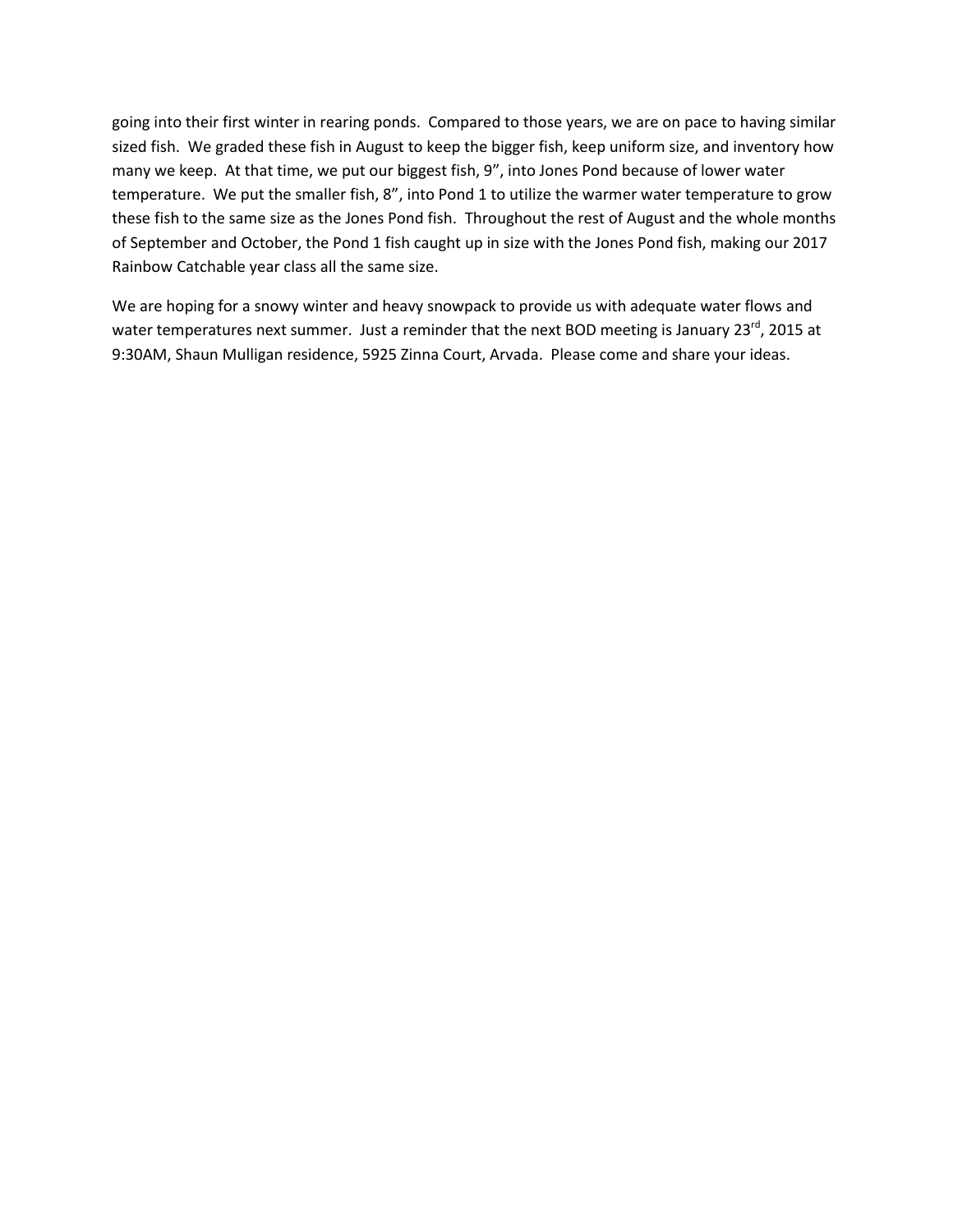going into their first winter in rearing ponds. Compared to those years, we are on pace to having similar sized fish. We graded these fish in August to keep the bigger fish, keep uniform size, and inventory how many we keep. At that time, we put our biggest fish, 9", into Jones Pond because of lower water temperature. We put the smaller fish, 8", into Pond 1 to utilize the warmer water temperature to grow these fish to the same size as the Jones Pond fish. Throughout the rest of August and the whole months of September and October, the Pond 1 fish caught up in size with the Jones Pond fish, making our 2017 Rainbow Catchable year class all the same size.

We are hoping for a snowy winter and heavy snowpack to provide us with adequate water flows and water temperatures next summer. Just a reminder that the next BOD meeting is January 23rd, 2015 at 9:30AM, Shaun Mulligan residence, 5925 Zinna Court, Arvada. Please come and share your ideas.